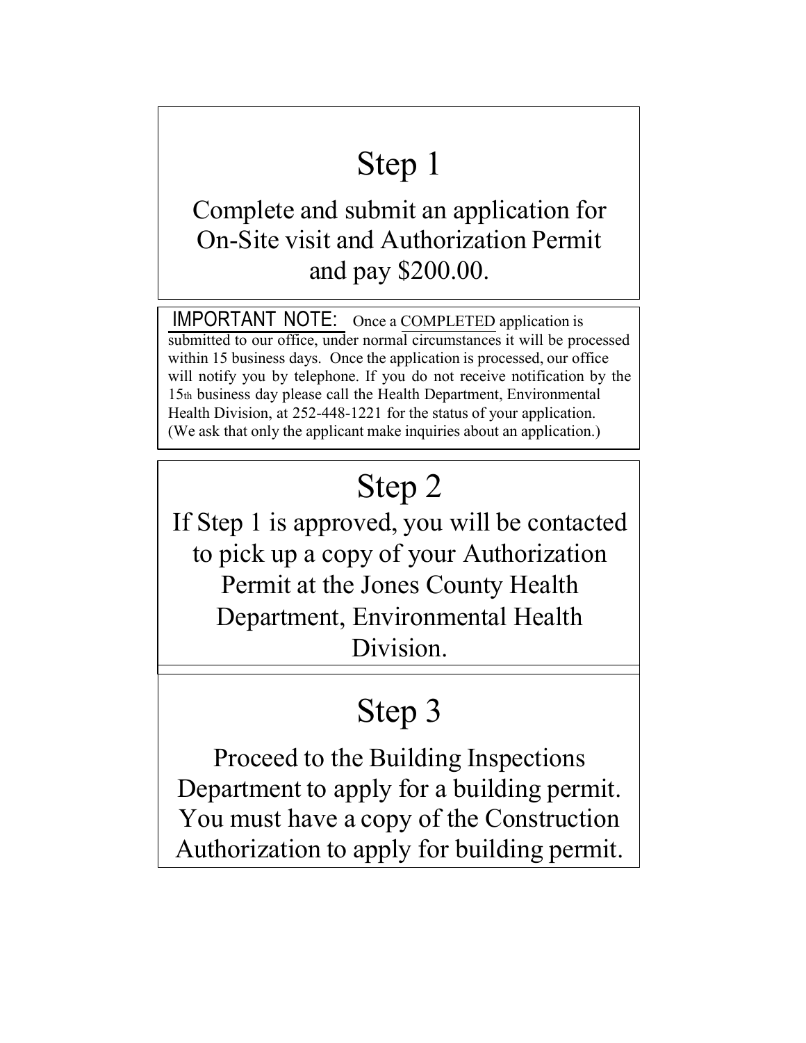# Step 1

Complete and submit an application for On-Site visit and Authorization Permit and pay $200.00.

IMPORTANT NOTE: Once a COMPLETED application is submitted to our office, under normal circumstances it will be processed within 15 business days. Once the application is processed, our office will notify you by telephone. If you do not receive notification by the 15th business day please call the Health Department, Environmental Health Division, at 252-448-1221 for the status of your application. (We ask that only the applicant make inquiries about an application.)

# Step 2

If Step 1 is approved, you will be contacted to pick up a copy of your Authorization Permit at the Jones County Health Department, Environmental Health Division.

# Step 3

Proceed to the Building Inspections Department to apply for a building permit. You must have a copy of the Construction Authorization to apply for building permit.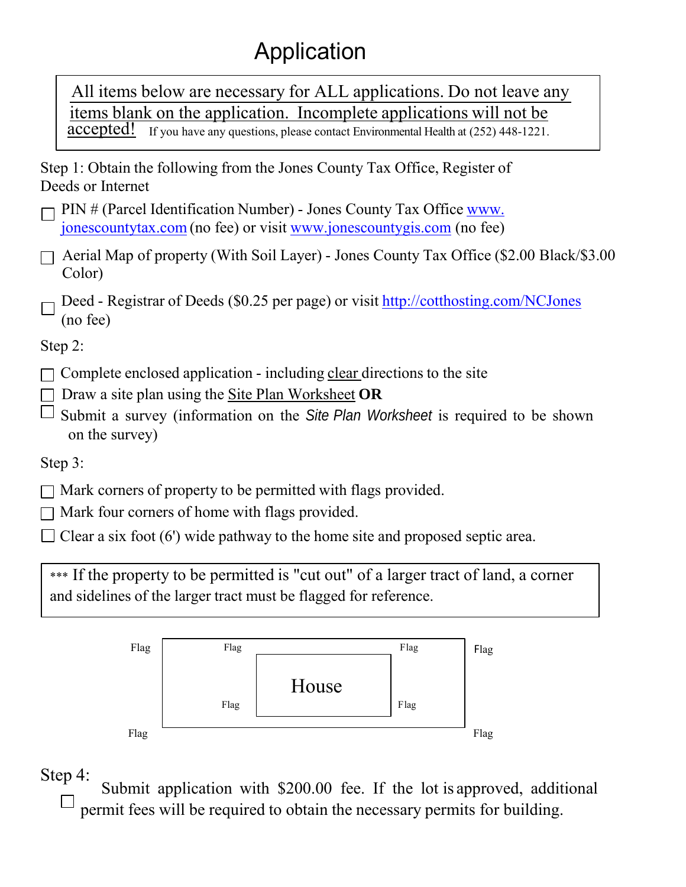# Application

**All items below are necessary for ALL applications. Do not leave any items blank on the application. Incomplete applications will not be accepted!** If you have any questions, please contact Environmental Health at (252) 448-1221.

Step 1: Obtain the following from the Jones County Tax Office, Register of Deeds or Internet

- [ ] PIN # (Parcel Identification Number) - Jones County Tax Office www.jonescountytax.com (no fee) or visit www.jonescountygis.com (no fee)
- [ ] Aerial Map of property (With Soil Layer) - Jones County Tax Office ($2.00 Black/$3.00 Color)
- [ ] Deed - Registrar of Deeds ($0.25 per page) or visit http://cotthosting.com/NCJones (no fee)

Step 2:

- [ ] Complete enclosed application - including clear directions to the site
- [ ] Draw a site plan using the Site Plan Worksheet **OR**
- [ ] Submit a survey (information on the *Site Plan Worksheet* is required to be shown on the survey)

Step 3:

- [ ] Mark corners of property to be permitted with flags provided.
- [ ] Mark four corners of home with flags provided.
- [ ] Clear a six foot (6') wide pathway to the home site and proposed septic area.

*** If the property to be permitted is "cut out" of a larger tract of land, a corner and sidelines of the larger tract must be flagged for reference.

Flag Flag Flag Flag

House

Flag Flag

Flag Flag

Step 4:

- [ ] Submit application with $200.00 fee. If the lot is approved, additional permit fees will be required to obtain the necessary permits for building.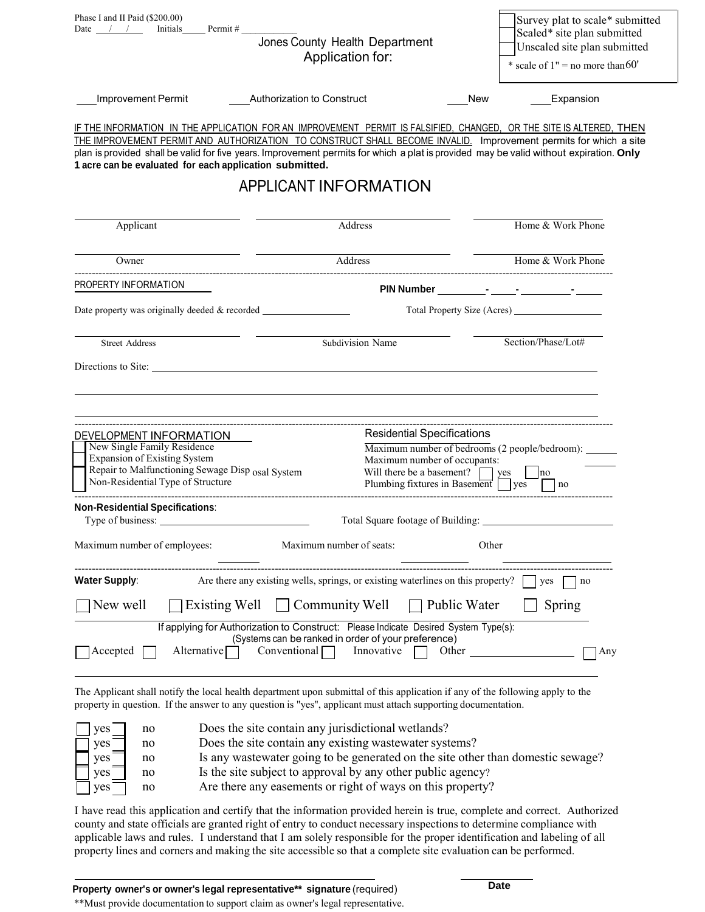Phase I and II Paid ($200.00)
Date ___/___/___ Initials_____ Permit # ___________

- [ ] Survey plat to scale* submitted
- [ ] Scaled* site plan submitted
- [ ] Unscaled site plan submitted

\* scale of 1" = no more than 60'

# Jones County Health Department
## Application for:

___Improvement Permit ___Authorization to Construct ___New ___Expansion

IF THE INFORMATION IN THE APPLICATION FOR AN IMPROVEMENT PERMIT IS FALSIFIED, CHANGED, OR THE SITE IS ALTERED, THEN THE IMPROVEMENT PERMIT AND AUTHORIZATION TO CONSTRUCT SHALL BECOME INVALID. Improvement permits for which a site plan is provided shall be valid for five years. Improvement permits for which a plat is provided may be valid without expiration. **Only 1 acre can be evaluated for each application submitted.**

## APPLICANT INFORMATION

| Applicant | Address | Home & Work Phone |
|---|---|---|
| | | |

| Owner | Address | Home & Work Phone |
|---|---|---|
| | | |

PROPERTY INFORMATION

**PIN Number** ________-____-________-____

Date property was originally deeded & recorded ______________ Total Property Size (Acres) ______________

| Street Address | Subdivision Name | Section/Phase/Lot# |
|---|---|---|
| | | |

Directions to Site: ________________________________________________

DEVELOPMENT INFORMATION

- [ ] New Single Family Residence
- [ ] Expansion of Existing System
- [ ] Repair to Malfunctioning Sewage Disposal System
- [ ] Non-Residential Type of Structure

Residential Specifications

Maximum number of bedrooms (2 people/bedroom): ______
Maximum number of occupants: ______
Will there be a basement? [ ] yes [ ] no
Plumbing fixtures in Basement [ ] yes [ ] no

**Non-Residential Specifications**:

Type of business: ______________________ Total Square footage of Building: ______________________

Maximum number of employees: ________ Maximum number of seats: ________ Other ______________

**Water Supply**: Are there any existing wells, springs, or existing waterlines on this property? [ ] yes [ ] no

[ ] New well [ ] Existing Well [ ] Community Well [ ] Public Water [ ] Spring

If applying for Authorization to Construct: Please Indicate Desired System Type(s):
(Systems can be ranked in order of your preference)

[ ] Accepted [ ] Alternative [ ] Conventional [ ] Innovative [ ] Other ______________ [ ] Any

The Applicant shall notify the local health department upon submittal of this application if any of the following apply to the property in question. If the answer to any question is "yes", applicant must attach supporting documentation.

- [ ] yes [ ] no Does the site contain any jurisdictional wetlands?
- [ ] yes [ ] no Does the site contain any existing wastewater systems?
- [ ] yes [ ] no Is any wastewater going to be generated on the site other than domestic sewage?
- [ ] yes [ ] no Is the site subject to approval by any other public agency?
- [ ] yes [ ] no Are there any easements or right of ways on this property?

I have read this application and certify that the information provided herein is true, complete and correct. Authorized county and state officials are granted right of entry to conduct necessary inspections to determine compliance with applicable laws and rules. I understand that I am solely responsible for the proper identification and labeling of all property lines and corners and making the site accessible so that a complete site evaluation can be performed.

______________________________________ ______________
**Property owner's or owner's legal representative\*\* signature** (required) **Date**

\*\*Must provide documentation to support claim as owner's legal representative.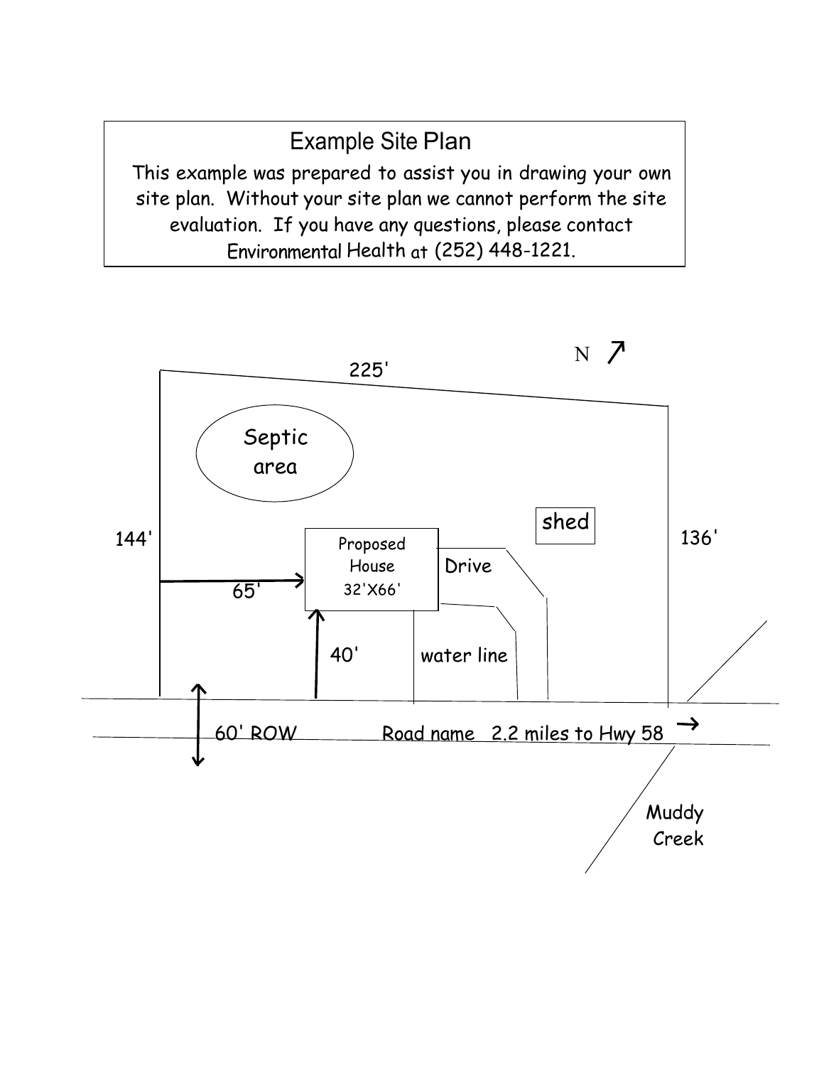## Example Site Plan

This example was prepared to assist you in drawing your own site plan. Without your site plan we cannot perform the site evaluation. If you have any questions, please contact Environmental Health at (252) 448-1221.

N ↗

225'

Septic area

shed

144'

Proposed House 32'X66'

Drive

136'

65'

40'

water line

60' ROW

Road name 2.2 miles to Hwy 58 →

Muddy Creek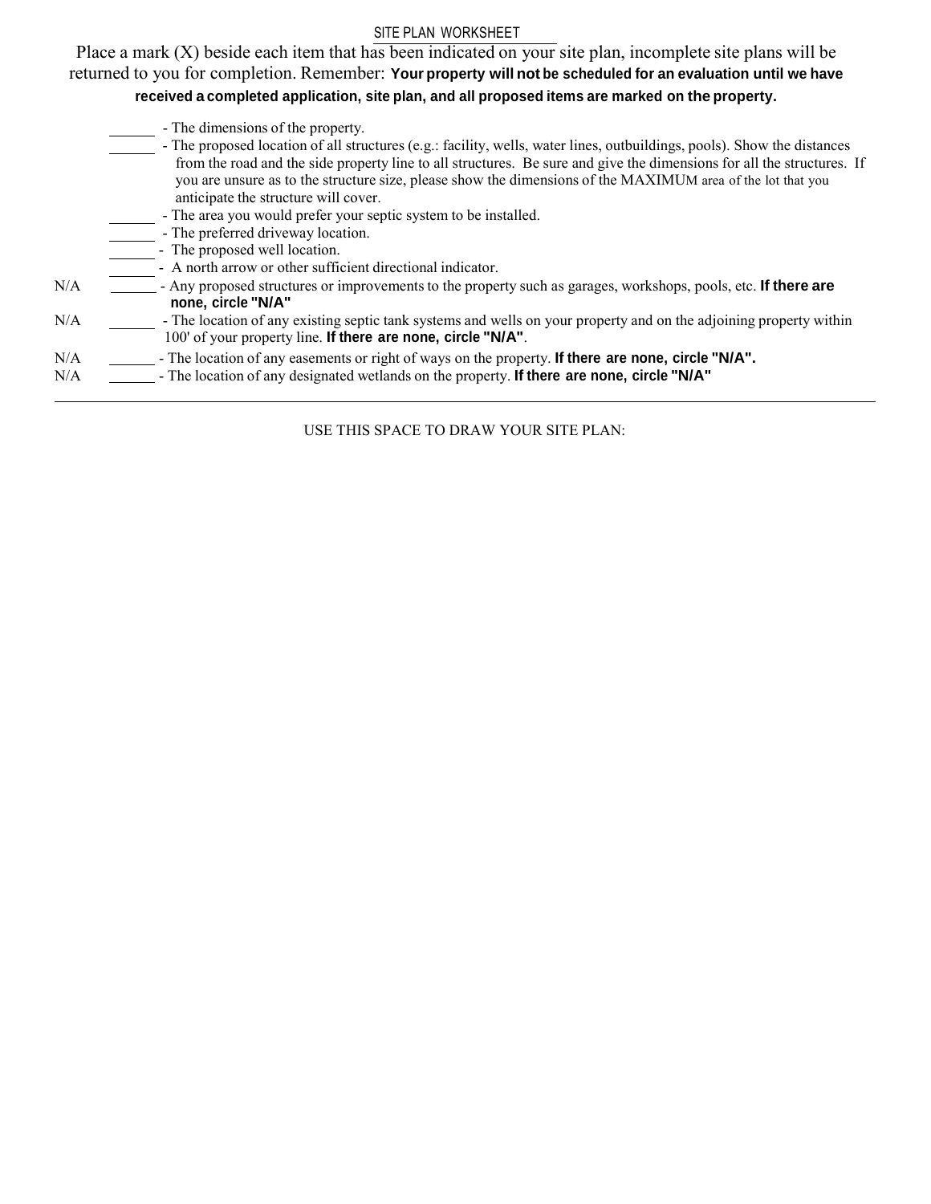# SITE PLAN WORKSHEET

Place a mark (X) beside each item that has been indicated on your site plan, incomplete site plans will be returned to you for completion. Remember: **Your property will not be scheduled for an evaluation until we have received a completed application, site plan, and all proposed items are marked on the property.**

______ - The dimensions of the property.

______ - The proposed location of all structures (e.g.: facility, wells, water lines, outbuildings, pools). Show the distances from the road and the side property line to all structures. Be sure and give the dimensions for all the structures. If you are unsure as to the structure size, please show the dimensions of the MAXIMUM area of the lot that you anticipate the structure will cover.

______ - The area you would prefer your septic system to be installed.

______ - The preferred driveway location.

______ - The proposed well location.

______ - A north arrow or other sufficient directional indicator.

N/A ______ - Any proposed structures or improvements to the property such as garages, workshops, pools, etc. **If there are none, circle "N/A"**

N/A ______ - The location of any existing septic tank systems and wells on your property and on the adjoining property within 100' of your property line. **If there are none, circle "N/A"**.

N/A ______ - The location of any easements or right of ways on the property. **If there are none, circle "N/A".**

N/A ______ - The location of any designated wetlands on the property. **If there are none, circle "N/A"**

---

USE THIS SPACE TO DRAW YOUR SITE PLAN: